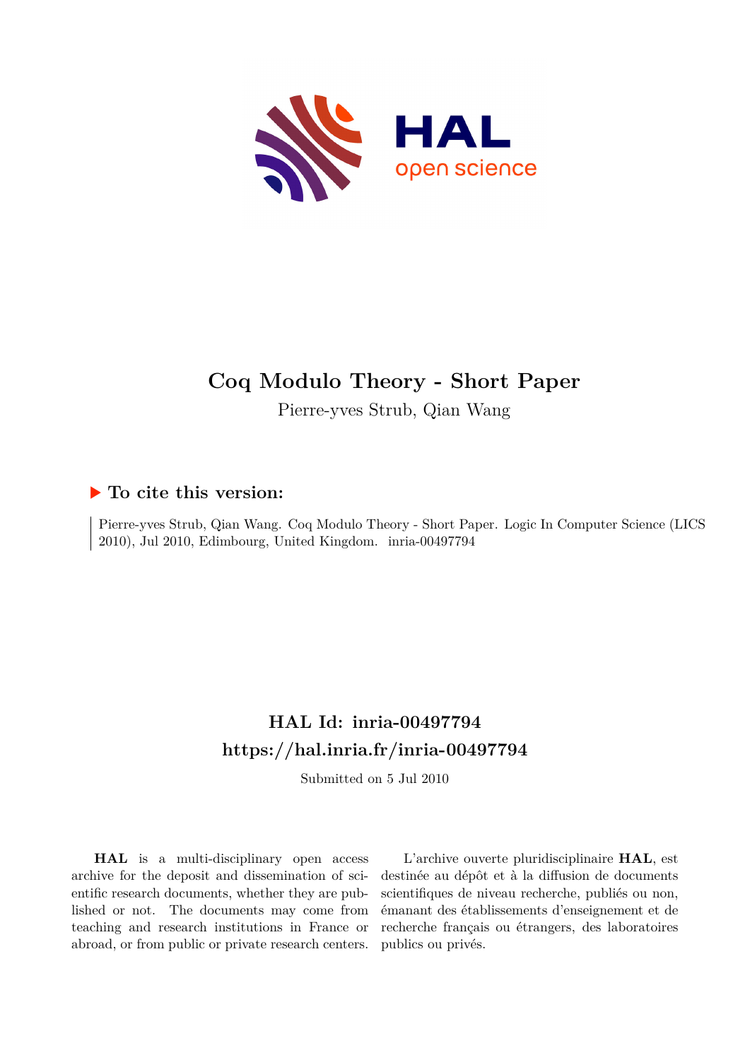# Coq Modulo Theory - Short Paper

Pierre-yves Strub, Qian Wang

## ▶ To cite this version:

Pierre-yves Strub, Qian Wang. Coq Modulo Theory - Short Paper. Logic In Computer Science (LICS 2010), Jul 2010, Edimbourg, United Kingdom. inria-00497794

## HAL Id: inria-00497794
## https://hal.inria.fr/inria-00497794

Submitted on 5 Jul 2010

**HAL** is a multi-disciplinary open access archive for the deposit and dissemination of scientific research documents, whether they are published or not. The documents may come from teaching and research institutions in France or abroad, or from public or private research centers.

L'archive ouverte pluridisciplinaire **HAL**, est destinée au dépôt et à la diffusion de documents scientifiques de niveau recherche, publiés ou non, émanant des établissements d'enseignement et de recherche français ou étrangers, des laboratoires publics ou privés.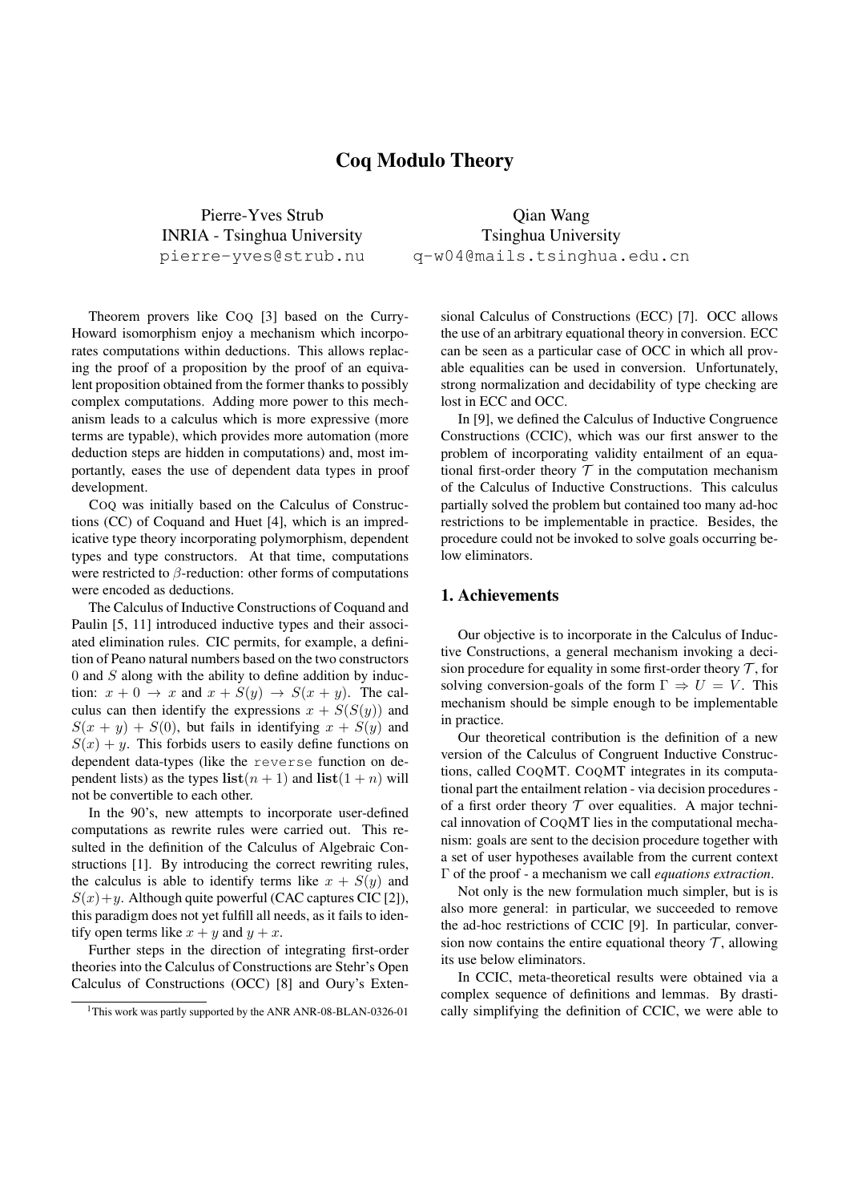// Coq Modulo Theory

Pierre-Yves Strub
INRIA - Tsinghua University
pierre-yves@strub.nu

Qian Wang
Tsinghua University
q-w04@mails.tsinghua.edu.cn

Theorem provers like COQ [3] based on the Curry-Howard isomorphism enjoy a mechanism which incorporates computations within deductions. This allows replacing the proof of a proposition by the proof of an equivalent proposition obtained from the former thanks to possibly complex computations. Adding more power to this mechanism leads to a calculus which is more expressive (more terms are typable), which provides more automation (more deduction steps are hidden in computations) and, most importantly, eases the use of dependent data types in proof development.

COQ was initially based on the Calculus of Constructions (CC) of Coquand and Huet [4], which is an impredicative type theory incorporating polymorphism, dependent types and type constructors. At that time, computations were restricted to $\beta$-reduction: other forms of computations were encoded as deductions.

The Calculus of Inductive Constructions of Coquand and Paulin [5, 11] introduced inductive types and their associated elimination rules. CIC permits, for example, a definition of Peano natural numbers based on the two constructors $0$ and $S$ along with the ability to define addition by induction: $x + 0 \rightarrow x$ and $x + S(y) \rightarrow S(x + y)$. The calculus can then identify the expressions $x + S(S(y))$ and $S(x + y) + S(0)$, but fails in identifying $x + S(y)$ and $S(x) + y$. This forbids users to easily define functions on dependent data-types (like the `reverse` function on dependent lists) as the types $\mathbf{list}(n + 1)$ and $\mathbf{list}(1 + n)$ will not be convertible to each other.

In the 90's, new attempts to incorporate user-defined computations as rewrite rules were carried out. This resulted in the definition of the Calculus of Algebraic Constructions [1]. By introducing the correct rewriting rules, the calculus is able to identify terms like $x + S(y)$ and $S(x)+y$. Although quite powerful (CAC captures CIC [2]), this paradigm does not yet fulfill all needs, as it fails to identify open terms like $x + y$ and $y + x$.

Further steps in the direction of integrating first-order theories into the Calculus of Constructions are Stehr's Open Calculus of Constructions (OCC) [8] and Oury's Extensional Calculus of Constructions (ECC) [7]. OCC allows the use of an arbitrary equational theory in conversion. ECC can be seen as a particular case of OCC in which all provable equalities can be used in conversion. Unfortunately, strong normalization and decidability of type checking are lost in ECC and OCC.

In [9], we defined the Calculus of Inductive Congruence Constructions (CCIC), which was our first answer to the problem of incorporating validity entailment of an equational first-order theory $\mathcal{T}$ in the computation mechanism of the Calculus of Inductive Constructions. This calculus partially solved the problem but contained too many ad-hoc restrictions to be implementable in practice. Besides, the procedure could not be invoked to solve goals occurring below eliminators.

## 1. Achievements

Our objective is to incorporate in the Calculus of Inductive Constructions, a general mechanism invoking a decision procedure for equality in some first-order theory $\mathcal{T}$, for solving conversion-goals of the form $\Gamma \Rightarrow U = V$. This mechanism should be simple enough to be implementable in practice.

Our theoretical contribution is the definition of a new version of the Calculus of Congruent Inductive Constructions, called COQMT. COQMT integrates in its computational part the entailment relation - via decision procedures - of a first order theory $\mathcal{T}$ over equalities. A major technical innovation of COQMT lies in the computational mechanism: goals are sent to the decision procedure together with a set of user hypotheses available from the current context $\Gamma$ of the proof - a mechanism we call *equations extraction*.

Not only is the new formulation much simpler, but is is also more general: in particular, we succeeded to remove the ad-hoc restrictions of CCIC [9]. In particular, conversion now contains the entire equational theory $\mathcal{T}$, allowing its use below eliminators.

In CCIC, meta-theoretical results were obtained via a complex sequence of definitions and lemmas. By drastically simplifying the definition of CCIC, we were able to

[1]This work was partly supported by the ANR ANR-08-BLAN-0326-01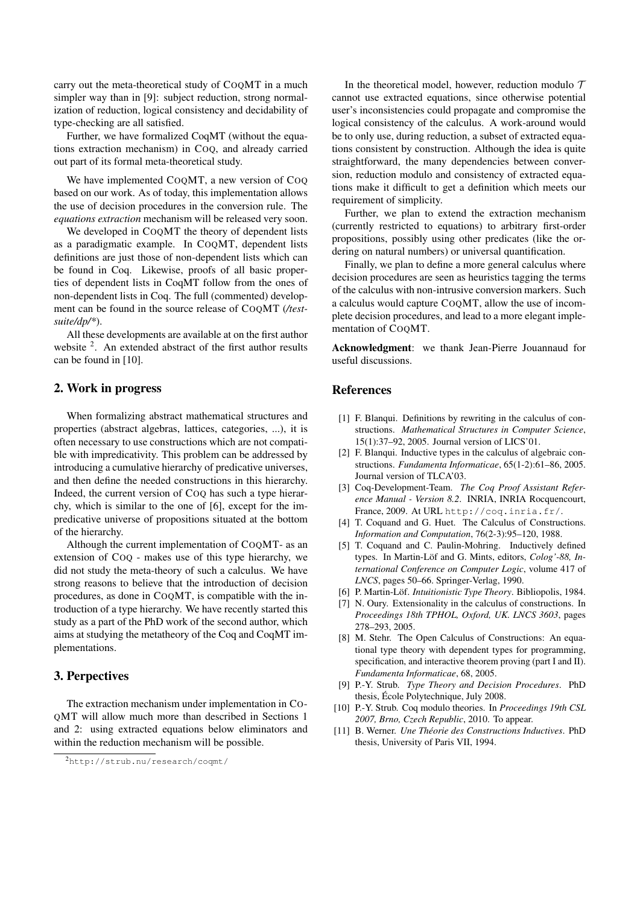carry out the meta-theoretical study of COQMT in a much simpler way than in [9]: subject reduction, strong normalization of reduction, logical consistency and decidability of type-checking are all satisfied.

Further, we have formalized CoqMT (without the equations extraction mechanism) in COQ, and already carried out part of its formal meta-theoretical study.

We have implemented COQMT, a new version of COQ based on our work. As of today, this implementation allows the use of decision procedures in the conversion rule. The *equations extraction* mechanism will be released very soon.

We developed in COQMT the theory of dependent lists as a paradigmatic example. In COQMT, dependent lists definitions are just those of non-dependent lists which can be found in Coq. Likewise, proofs of all basic properties of dependent lists in CoqMT follow from the ones of non-dependent lists in Coq. The full (commented) development can be found in the source release of COQMT (*/testsuite/dp/\**).

All these developments are available at on the first author website [2]. An extended abstract of the first author results can be found in [10].

## 2. Work in progress

When formalizing abstract mathematical structures and properties (abstract algebras, lattices, categories, ...), it is often necessary to use constructions which are not compatible with impredicativity. This problem can be addressed by introducing a cumulative hierarchy of predicative universes, and then define the needed constructions in this hierarchy. Indeed, the current version of COQ has such a type hierarchy, which is similar to the one of [6], except for the impredicative universe of propositions situated at the bottom of the hierarchy.

Although the current implementation of COQMT- as an extension of COQ - makes use of this type hierarchy, we did not study the meta-theory of such a calculus. We have strong reasons to believe that the introduction of decision procedures, as done in COQMT, is compatible with the introduction of a type hierarchy. We have recently started this study as a part of the PhD work of the second author, which aims at studying the metatheory of the Coq and CoqMT implementations.

## 3. Perpectives

The extraction mechanism under implementation in COQMT will allow much more than described in Sections 1 and 2: using extracted equations below eliminators and within the reduction mechanism will be possible.

In the theoretical model, however, reduction modulo $\mathcal{T}$ cannot use extracted equations, since otherwise potential user's inconsistencies could propagate and compromise the logical consistency of the calculus. A work-around would be to only use, during reduction, a subset of extracted equations consistent by construction. Although the idea is quite straightforward, the many dependencies between conversion, reduction modulo and consistency of extracted equations make it difficult to get a definition which meets our requirement of simplicity.

Further, we plan to extend the extraction mechanism (currently restricted to equations) to arbitrary first-order propositions, possibly using other predicates (like the ordering on natural numbers) or universal quantification.

Finally, we plan to define a more general calculus where decision procedures are seen as heuristics tagging the terms of the calculus with non-intrusive conversion markers. Such a calculus would capture COQMT, allow the use of incomplete decision procedures, and lead to a more elegant implementation of COQMT.

**Acknowledgment**: we thank Jean-Pierre Jouannaud for useful discussions.

## References

[1] F. Blanqui. Definitions by rewriting in the calculus of constructions. *Mathematical Structures in Computer Science*, 15(1):37–92, 2005. Journal version of LICS'01.

[2] F. Blanqui. Inductive types in the calculus of algebraic constructions. *Fundamenta Informaticae*, 65(1-2):61–86, 2005. Journal version of TLCA'03.

[3] Coq-Development-Team. *The Coq Proof Assistant Reference Manual - Version 8.2*. INRIA, INRIA Rocquencourt, France, 2009. At URL `http://coq.inria.fr/`.

[4] T. Coquand and G. Huet. The Calculus of Constructions. *Information and Computation*, 76(2-3):95–120, 1988.

[5] T. Coquand and C. Paulin-Mohring. Inductively defined types. In Martin-Löf and G. Mints, editors, *Colog'-88, International Conference on Computer Logic*, volume 417 of *LNCS*, pages 50–66. Springer-Verlag, 1990.

[6] P. Martin-Löf. *Intuitionistic Type Theory*. Bibliopolis, 1984.

[7] N. Oury. Extensionality in the calculus of constructions. In *Proceedings 18th TPHOL, Oxford, UK. LNCS 3603*, pages 278–293, 2005.

[8] M. Stehr. The Open Calculus of Constructions: An equational type theory with dependent types for programming, specification, and interactive theorem proving (part I and II). *Fundamenta Informaticae*, 68, 2005.

[9] P.-Y. Strub. *Type Theory and Decision Procedures*. PhD thesis, École Polytechnique, July 2008.

[10] P.-Y. Strub. Coq modulo theories. In *Proceedings 19th CSL 2007, Brno, Czech Republic*, 2010. To appear.

[11] B. Werner. *Une Théorie des Constructions Inductives*. PhD thesis, University of Paris VII, 1994.

[2] `http://strub.nu/research/coqmt/`